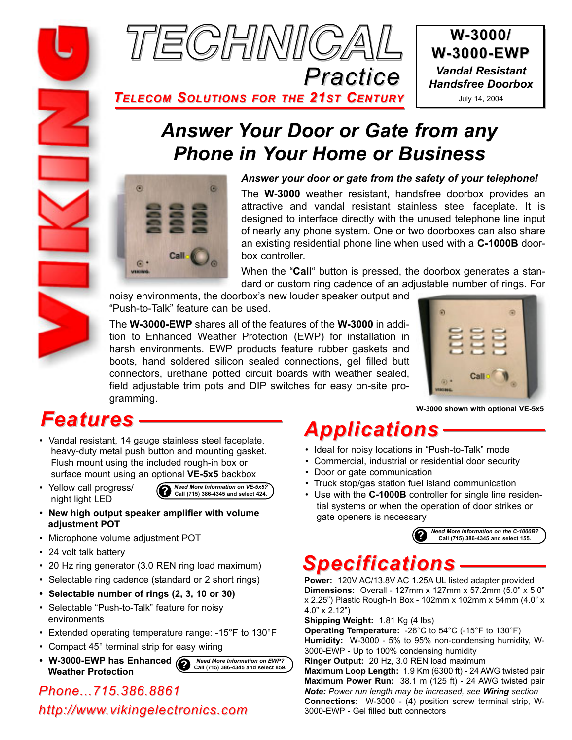# TECHNICAL Practice

**TELECOM SOLUTIONS FOR THE 21ST CENTURY**

**W-3000/ W-3000-EWP**
***Vandal Resistant Handsfree Doorbox***
July 14, 2004

## *Answer Your Door or Gate from any Phone in Your Home or Business*

***Answer your door or gate from the safety of your telephone!***

The **W-3000** weather resistant, handsfree doorbox provides an attractive and vandal resistant stainless steel faceplate. It is designed to interface directly with the unused telephone line input of nearly any phone system. One or two doorboxes can also share an existing residential phone line when used with a **C-1000B** doorbox controller.

When the "**Call**" button is pressed, the doorbox generates a standard or custom ring cadence of an adjustable number of rings. For noisy environments, the doorbox's new louder speaker output and "Push-to-Talk" feature can be used.

The **W-3000-EWP** shares all of the features of the **W-3000** in addition to Enhanced Weather Protection (EWP) for installation in harsh environments. EWP products feature rubber gaskets and boots, hand soldered silicon sealed connections, gel filled butt connectors, urethane potted circuit boards with weather sealed, field adjustable trim pots and DIP switches for easy on-site programming.

**W-3000 shown with optional VE-5x5**

## Features

- Vandal resistant, 14 gauge stainless steel faceplate, heavy-duty metal push button and mounting gasket. Flush mount using the included rough-in box or surface mount using an optional **VE-5x5** backbox
- Yellow call progress/ night light LED
- **New high output speaker amplifier with volume adjustment POT**
- Microphone volume adjustment POT
- 24 volt talk battery
- 20 Hz ring generator (3.0 REN ring load maximum)
- Selectable ring cadence (standard or 2 short rings)
- **Selectable number of rings (2, 3, 10 or 30)**
- Selectable "Push-to-Talk" feature for noisy environments
- Extended operating temperature range: -15°F to 130°F
- Compact 45° terminal strip for easy wiring
- **W-3000-EWP has Enhanced Weather Protection**

*Need More Information on VE-5x5?* Call (715) 386-4345 and select 424.

*Need More Information on EWP?* Call (715) 386-4345 and select 859.

*Phone...715.386.8861*

*http://www.vikingelectronics.com*

## Applications

- Ideal for noisy locations in "Push-to-Talk" mode
- Commercial, industrial or residential door security
- Door or gate communication
- Truck stop/gas station fuel island communication
- Use with the **C-1000B** controller for single line residential systems or when the operation of door strikes or gate openers is necessary

*Need More Information on the C-1000B?* Call (715) 386-4345 and select 155.

## Specifications

**Power:** 120V AC/13.8V AC 1.25A UL listed adapter provided
**Dimensions:** Overall - 127mm x 127mm x 57.2mm (5.0" x 5.0" x 2.25") Plastic Rough-In Box - 102mm x 102mm x 54mm (4.0" x 4.0" x 2.12")
**Shipping Weight:** 1.81 Kg (4 lbs)
**Operating Temperature:** -26°C to 54°C (-15°F to 130°F)
**Humidity:** W-3000 - 5% to 95% non-condensing humidity, W-3000-EWP - Up to 100% condensing humidity
**Ringer Output:** 20 Hz, 3.0 REN load maximum
**Maximum Loop Length:** 1.9 Km (6300 ft) - 24 AWG twisted pair
**Maximum Power Run:** 38.1 m (125 ft) - 24 AWG twisted pair
***Note:*** *Power run length may be increased, see **Wiring** section*
**Connections:** W-3000 - (4) position screw terminal strip, W-3000-EWP - Gel filled butt connectors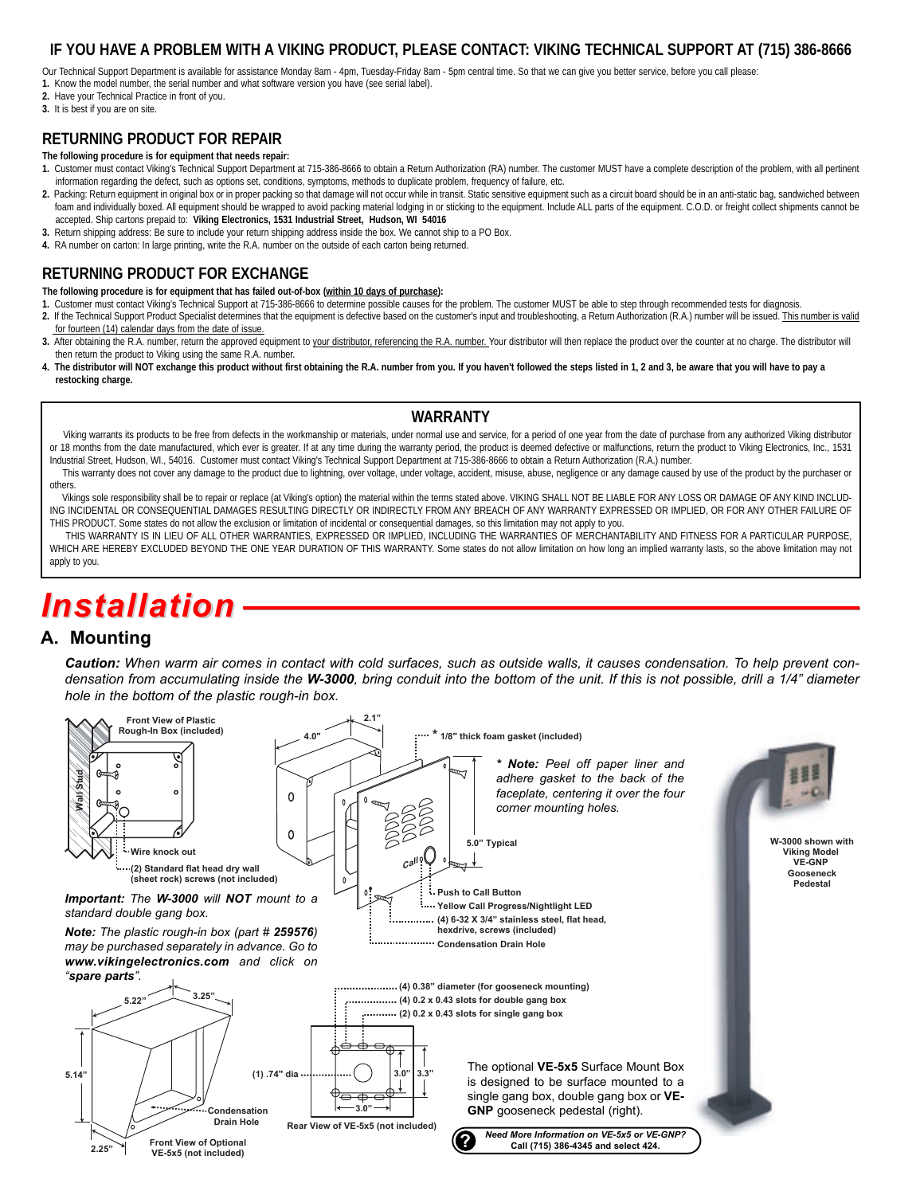## IF YOU HAVE A PROBLEM WITH A VIKING PRODUCT, PLEASE CONTACT: VIKING TECHNICAL SUPPORT AT (715) 386-8666

Our Technical Support Department is available for assistance Monday 8am - 4pm, Tuesday-Friday 8am - 5pm central time. So that we can give you better service, before you call please:

1. Know the model number, the serial number and what software version you have (see serial label).
2. Have your Technical Practice in front of you.
3. It is best if you are on site.

## RETURNING PRODUCT FOR REPAIR

**The following procedure is for equipment that needs repair:**

1. Customer must contact Viking's Technical Support Department at 715-386-8666 to obtain a Return Authorization (RA) number. The customer MUST have a complete description of the problem, with all pertinent information regarding the defect, such as options set, conditions, symptoms, methods to duplicate problem, frequency of failure, etc.
2. Packing: Return equipment in original box or in proper packing so that damage will not occur while in transit. Static sensitive equipment such as a circuit board should be in an anti-static bag, sandwiched between foam and individually boxed. All equipment should be wrapped to avoid packing material lodging in or sticking to the equipment. Include ALL parts of the equipment. C.O.D. or freight collect shipments cannot be accepted. Ship cartons prepaid to: **Viking Electronics, 1531 Industrial Street, Hudson, WI 54016**
3. Return shipping address: Be sure to include your return shipping address inside the box. We cannot ship to a PO Box.
4. RA number on carton: In large printing, write the R.A. number on the outside of each carton being returned.

## RETURNING PRODUCT FOR EXCHANGE

**The following procedure is for equipment that has failed out-of-box (within 10 days of purchase):**

1. Customer must contact Viking's Technical Support at 715-386-8666 to determine possible causes for the problem. The customer MUST be able to step through recommended tests for diagnosis.
2. If the Technical Support Product Specialist determines that the equipment is defective based on the customer's input and troubleshooting, a Return Authorization (R.A.) number will be issued. This number is valid for fourteen (14) calendar days from the date of issue.
3. After obtaining the R.A. number, return the approved equipment to your distributor, referencing the R.A. number. Your distributor will then replace the product over the counter at no charge. The distributor will then return the product to Viking using the same R.A. number.
4. **The distributor will NOT exchange this product without first obtaining the R.A. number from you. If you haven't followed the steps listed in 1, 2 and 3, be aware that you will have to pay a restocking charge.**

## WARRANTY

Viking warrants its products to be free from defects in the workmanship or materials, under normal use and service, for a period of one year from the date of purchase from any authorized Viking distributor or 18 months from the date manufactured, which ever is greater. If at any time during the warranty period, the product is deemed defective or malfunctions, return the product to Viking Electronics, Inc., 1531 Industrial Street, Hudson, WI., 54016. Customer must contact Viking's Technical Support Department at 715-386-8666 to obtain a Return Authorization (R.A.) number.

This warranty does not cover any damage to the product due to lightning, over voltage, under voltage, accident, misuse, abuse, negligence or any damage caused by use of the product by the purchaser or others.

Vikings sole responsibility shall be to repair or replace (at Viking's option) the material within the terms stated above. VIKING SHALL NOT BE LIABLE FOR ANY LOSS OR DAMAGE OF ANY KIND INCLUDING INCIDENTAL OR CONSEQUENTIAL DAMAGES RESULTING DIRECTLY OR INDIRECTLY FROM ANY BREACH OF ANY WARRANTY EXPRESSED OR IMPLIED, OR FOR ANY OTHER FAILURE OF THIS PRODUCT. Some states do not allow the exclusion or limitation of incidental or consequential damages, so this limitation may not apply to you.

THIS WARRANTY IS IN LIEU OF ALL OTHER WARRANTIES, EXPRESSED OR IMPLIED, INCLUDING THE WARRANTIES OF MERCHANTABILITY AND FITNESS FOR A PARTICULAR PURPOSE, WHICH ARE HEREBY EXCLUDED BEYOND THE ONE YEAR DURATION OF THIS WARRANTY. Some states do not allow limitation on how long an implied warranty lasts, so the above limitation may not apply to you.

# Installation

## A. Mounting

***Caution:*** *When warm air comes in contact with cold surfaces, such as outside walls, it causes condensation. To help prevent condensation from accumulating inside the* ***W-3000****, bring conduit into the bottom of the unit. If this is not possible, drill a 1/4" diameter hole in the bottom of the plastic rough-in box.*

Front View of Plastic Rough-In Box (included)

Wall Stud

Wire knock out

(2) Standard flat head dry wall (sheet rock) screws (not included)

4.0"

2.1"

* 1/8" thick foam gasket (included)

*** Note:** *Peel off paper liner and adhere gasket to the back of the faceplate, centering it over the four corner mounting holes.*

5.0" Typical

Push to Call Button

Yellow Call Progress/Nightlight LED

(4) 6-32 X 3/4" stainless steel, flat head, hexdrive, screws (included)

Condensation Drain Hole

W-3000 shown with Viking Model VE-GNP Gooseneck Pedestal

***Important:*** *The* ***W-3000*** *will* ***NOT*** *mount to a standard double gang box.*

***Note:*** *The plastic rough-in box (part #* ***259576****) may be purchased separately in advance. Go to* ***www.vikingelectronics.com*** *and click on* ***"spare parts"****.*

5.22"

3.25"

5.14"

2.25"

Condensation Drain Hole

Front View of Optional VE-5x5 (not included)

(4) 0.38" diameter (for gooseneck mounting)

(4) 0.2 x 0.43 slots for double gang box

(2) 0.2 x 0.43 slots for single gang box

(1) .74" dia

3.0"

3.3"

3.0"

Rear View of VE-5x5 (not included)

The optional **VE-5x5** Surface Mount Box is designed to be surface mounted to a single gang box, double gang box or **VE-GNP** gooseneck pedestal (right).

***Need More Information on VE-5x5 or VE-GNP?***
**Call (715) 386-4345 and select 424.**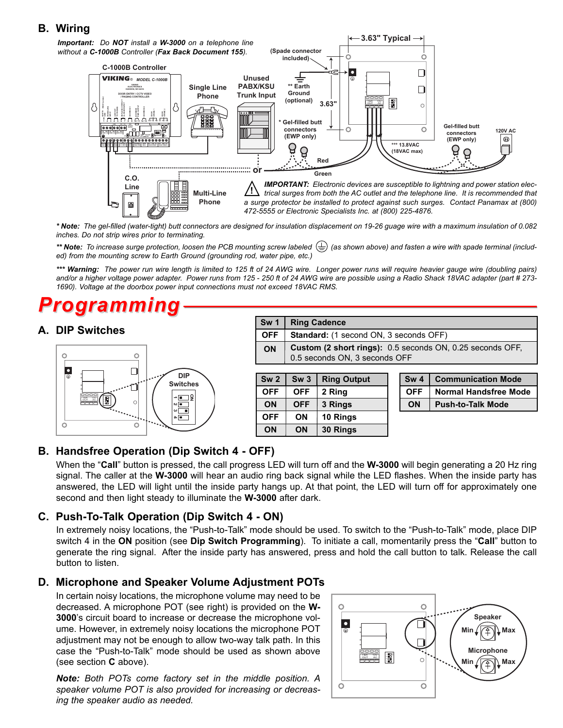## B. Wiring

***Important:*** *Do **NOT** install a **W-3000** on a telephone line without a **C-1000B** Controller (**Fax Back Document 155**).*

C-1000B Controller

Single Line Phone

Unused PABX/KSU Trunk Input

(Spade connector included)

** Earth Ground (optional)

3.63" Typical

3.63"

* Gel-filled butt connectors (EWP only)

Gel-filled butt connectors (EWP only)

120V AC

*** 13.8VAC (18VAC max)

Red

Green

or

C.O. Line

Multi-Line Phone

***IMPORTANT:*** *Electronic devices are susceptible to lightning and power station electrical surges from both the AC outlet and the telephone line. It is recommended that a surge protector be installed to protect against such surges. Contact Panamax at (800) 472-5555 or Electronic Specialists Inc. at (800) 225-4876.*

***\* Note:*** *The gel-filled (water-tight) butt connectors are designed for insulation displacement on 19-26 guage wire with a maximum insulation of 0.082 inches. Do not strip wires prior to terminating.*

***\*\* Note:*** *To increase surge protection, loosen the PCB mounting screw labeled ⏚ (as shown above) and fasten a wire with spade terminal (included) from the mounting screw to Earth Ground (grounding rod, water pipe, etc.)*

***\*\*\* Warning:*** *The power run wire length is limited to 125 ft of 24 AWG wire. Longer power runs will require heavier gauge wire (doubling pairs) and/or a higher voltage power adapter. Power runs from 125 - 250 ft of 24 AWG wire are possible using a Radio Shack 18VAC adapter (part # 273-1690). Voltage at the doorbox power input connections must not exceed 18VAC RMS.*

# Programming

## A. DIP Switches

DIP Switches

| Sw 1 | Ring Cadence |
|---|---|
| OFF | **Standard:** (1 second ON, 3 seconds OFF) |
| ON | **Custom (2 short rings):** 0.5 seconds ON, 0.25 seconds OFF, 0.5 seconds ON, 3 seconds OFF |

| Sw 2 | Sw 3 | Ring Output |
|---|---|---|
| OFF | OFF | 2 Ring |
| ON | OFF | 3 Rings |
| OFF | ON | 10 Rings |
| ON | ON | 30 Rings |

| Sw 4 | Communication Mode |
|---|---|
| OFF | Normal Handsfree Mode |
| ON | Push-to-Talk Mode |

## B. Handsfree Operation (Dip Switch 4 - OFF)

When the "**Call**" button is pressed, the call progress LED will turn off and the **W-3000** will begin generating a 20 Hz ring signal. The caller at the **W-3000** will hear an audio ring back signal while the LED flashes. When the inside party has answered, the LED will light until the inside party hangs up. At that point, the LED will turn off for approximately one second and then light steady to illuminate the **W-3000** after dark.

## C. Push-To-Talk Operation (Dip Switch 4 - ON)

In extremely noisy locations, the "Push-to-Talk" mode should be used. To switch to the "Push-to-Talk" mode, place DIP switch 4 in the **ON** position (see **Dip Switch Programming**). To initiate a call, momentarily press the "**Call**" button to generate the ring signal. After the inside party has answered, press and hold the call button to talk. Release the call button to listen.

## D. Microphone and Speaker Volume Adjustment POTs

In certain noisy locations, the microphone volume may need to be decreased. A microphone POT (see right) is provided on the **W-3000**'s circuit board to increase or decrease the microphone volume. However, in extremely noisy locations the microphone POT adjustment may not be enough to allow two-way talk path. In this case the "Push-to-Talk" mode should be used as shown above (see section **C** above).

***Note:*** *Both POTs come factory set in the middle position. A speaker volume POT is also provided for increasing or decreasing the speaker audio as needed.*

Speaker: Min / Max

Microphone: Min / Max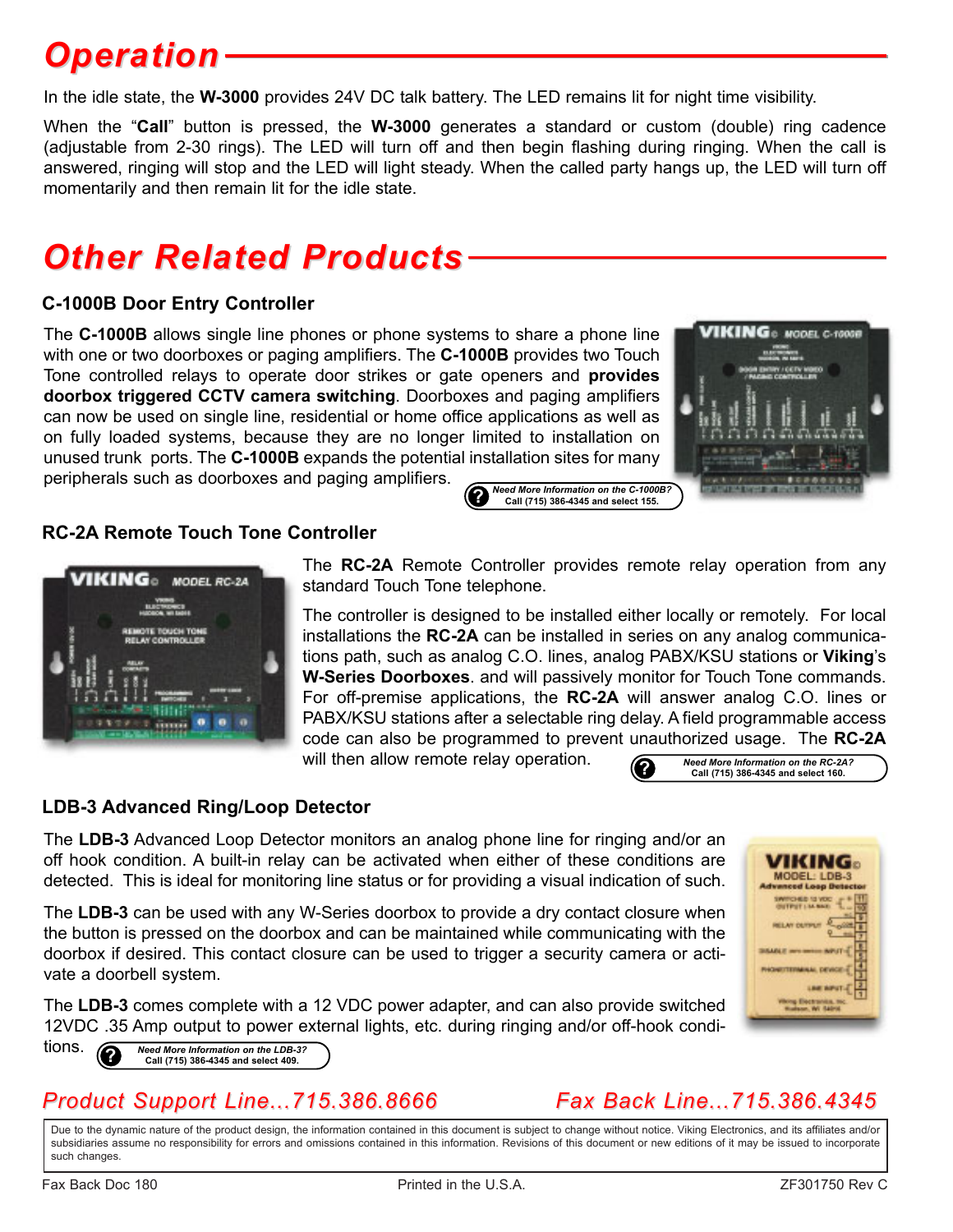## Operation

In the idle state, the **W-3000** provides 24V DC talk battery. The LED remains lit for night time visibility.

When the "**Call**" button is pressed, the **W-3000** generates a standard or custom (double) ring cadence (adjustable from 2-30 rings). The LED will turn off and then begin flashing during ringing. When the call is answered, ringing will stop and the LED will light steady. When the called party hangs up, the LED will turn off momentarily and then remain lit for the idle state.

## Other Related Products

### C-1000B Door Entry Controller

The **C-1000B** allows single line phones or phone systems to share a phone line with one or two doorboxes or paging amplifiers. The **C-1000B** provides two Touch Tone controlled relays to operate door strikes or gate openers and **provides doorbox triggered CCTV camera switching**. Doorboxes and paging amplifiers can now be used on single line, residential or home office applications as well as on fully loaded systems, because they are no longer limited to installation on unused trunk ports. The **C-1000B** expands the potential installation sites for many peripherals such as doorboxes and paging amplifiers.

***Need More Information on the C-1000B?***
**Call (715) 386-4345 and select 155.**

### RC-2A Remote Touch Tone Controller

The **RC-2A** Remote Controller provides remote relay operation from any standard Touch Tone telephone.

The controller is designed to be installed either locally or remotely. For local installations the **RC-2A** can be installed in series on any analog communications path, such as analog C.O. lines, analog PABX/KSU stations or **Viking**'s **W-Series Doorboxes**. and will passively monitor for Touch Tone commands. For off-premise applications, the **RC-2A** will answer analog C.O. lines or PABX/KSU stations after a selectable ring delay. A field programmable access code can also be programmed to prevent unauthorized usage. The **RC-2A** will then allow remote relay operation.

***Need More Information on the RC-2A?***
**Call (715) 386-4345 and select 160.**

### LDB-3 Advanced Ring/Loop Detector

The **LDB-3** Advanced Loop Detector monitors an analog phone line for ringing and/or an off hook condition. A built-in relay can be activated when either of these conditions are detected. This is ideal for monitoring line status or for providing a visual indication of such.

The **LDB-3** can be used with any W-Series doorbox to provide a dry contact closure when the button is pressed on the doorbox and can be maintained while communicating with the doorbox if desired. This contact closure can be used to trigger a security camera or activate a doorbell system.

The **LDB-3** comes complete with a 12 VDC power adapter, and can also provide switched 12VDC .35 Amp output to power external lights, etc. during ringing and/or off-hook conditions.

***Need More Information on the LDB-3?***
**Call (715) 386-4345 and select 409.**

*Product Support Line...715.386.8666* *Fax Back Line...715.386.4345*

Due to the dynamic nature of the product design, the information contained in this document is subject to change without notice. Viking Electronics, and its affiliates and/or subsidiaries assume no responsibility for errors and omissions contained in this information. Revisions of this document or new editions of it may be issued to incorporate such changes.

Fax Back Doc 180 Printed in the U.S.A. ZF301750 Rev C